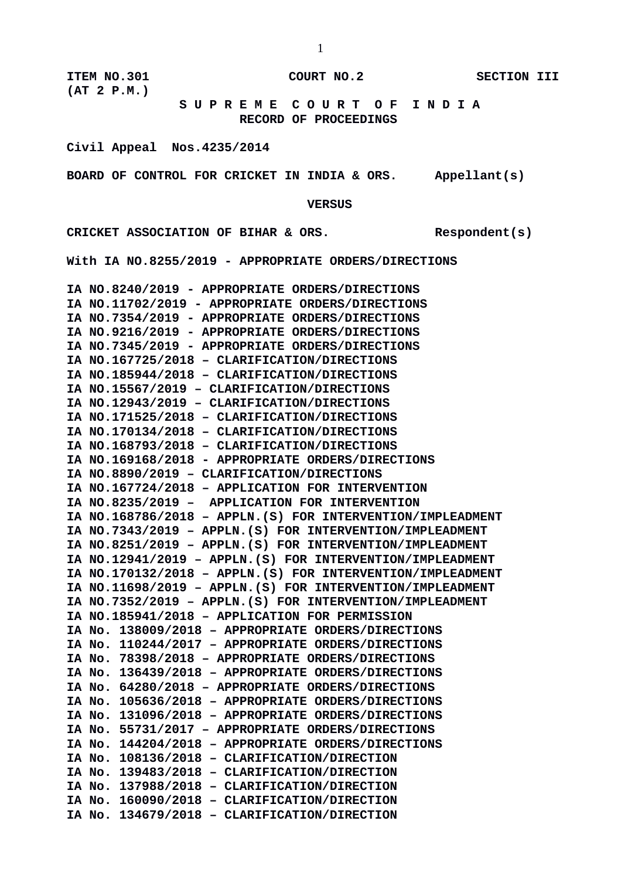**ITEM NO.301** **COURT NO.2** **SECTION III**
**(AT 2 P.M.)**

# S U P R E M E C O U R T O F I N D I A

## RECORD OF PROCEEDINGS

**Civil Appeal Nos.4235/2014**

**BOARD OF CONTROL FOR CRICKET IN INDIA & ORS. Appellant(s)**

**VERSUS**

**CRICKET ASSOCIATION OF BIHAR & ORS. Respondent(s)**

**With IA NO.8255/2019 - APPROPRIATE ORDERS/DIRECTIONS**

**IA NO.8240/2019 - APPROPRIATE ORDERS/DIRECTIONS**
**IA NO.11702/2019 - APPROPRIATE ORDERS/DIRECTIONS**
**IA NO.7354/2019 - APPROPRIATE ORDERS/DIRECTIONS**
**IA NO.9216/2019 - APPROPRIATE ORDERS/DIRECTIONS**
**IA NO.7345/2019 - APPROPRIATE ORDERS/DIRECTIONS**
**IA NO.167725/2018 – CLARIFICATION/DIRECTIONS**
**IA NO.185944/2018 – CLARIFICATION/DIRECTIONS**
**IA NO.15567/2019 – CLARIFICATION/DIRECTIONS**
**IA NO.12943/2019 – CLARIFICATION/DIRECTIONS**
**IA NO.171525/2018 – CLARIFICATION/DIRECTIONS**
**IA NO.170134/2018 – CLARIFICATION/DIRECTIONS**
**IA NO.168793/2018 – CLARIFICATION/DIRECTIONS**
**IA NO.169168/2018 - APPROPRIATE ORDERS/DIRECTIONS**
**IA NO.8890/2019 – CLARIFICATION/DIRECTIONS**
**IA NO.167724/2018 – APPLICATION FOR INTERVENTION**
**IA NO.8235/2019 – APPLICATION FOR INTERVENTION**
**IA NO.168786/2018 – APPLN.(S) FOR INTERVENTION/IMPLEADMENT**
**IA NO.7343/2019 – APPLN.(S) FOR INTERVENTION/IMPLEADMENT**
**IA NO.8251/2019 – APPLN.(S) FOR INTERVENTION/IMPLEADMENT**
**IA NO.12941/2019 – APPLN.(S) FOR INTERVENTION/IMPLEADMENT**
**IA NO.170132/2018 – APPLN.(S) FOR INTERVENTION/IMPLEADMENT**
**IA NO.11698/2019 – APPLN.(S) FOR INTERVENTION/IMPLEADMENT**
**IA NO.7352/2019 – APPLN.(S) FOR INTERVENTION/IMPLEADMENT**
**IA NO.185941/2018 – APPLICATION FOR PERMISSION**
**IA No. 138009/2018 – APPROPRIATE ORDERS/DIRECTIONS**
**IA No. 110244/2017 – APPROPRIATE ORDERS/DIRECTIONS**
**IA No. 78398/2018 – APPROPRIATE ORDERS/DIRECTIONS**
**IA No. 136439/2018 – APPROPRIATE ORDERS/DIRECTIONS**
**IA No. 64280/2018 – APPROPRIATE ORDERS/DIRECTIONS**
**IA No. 105636/2018 – APPROPRIATE ORDERS/DIRECTIONS**
**IA No. 131096/2018 – APPROPRIATE ORDERS/DIRECTIONS**
**IA No. 55731/2017 – APPROPRIATE ORDERS/DIRECTIONS**
**IA No. 144204/2018 – APPROPRIATE ORDERS/DIRECTIONS**
**IA No. 108136/2018 – CLARIFICATION/DIRECTION**
**IA No. 139483/2018 – CLARIFICATION/DIRECTION**
**IA No. 137988/2018 – CLARIFICATION/DIRECTION**
**IA No. 160090/2018 – CLARIFICATION/DIRECTION**
**IA No. 134679/2018 – CLARIFICATION/DIRECTION**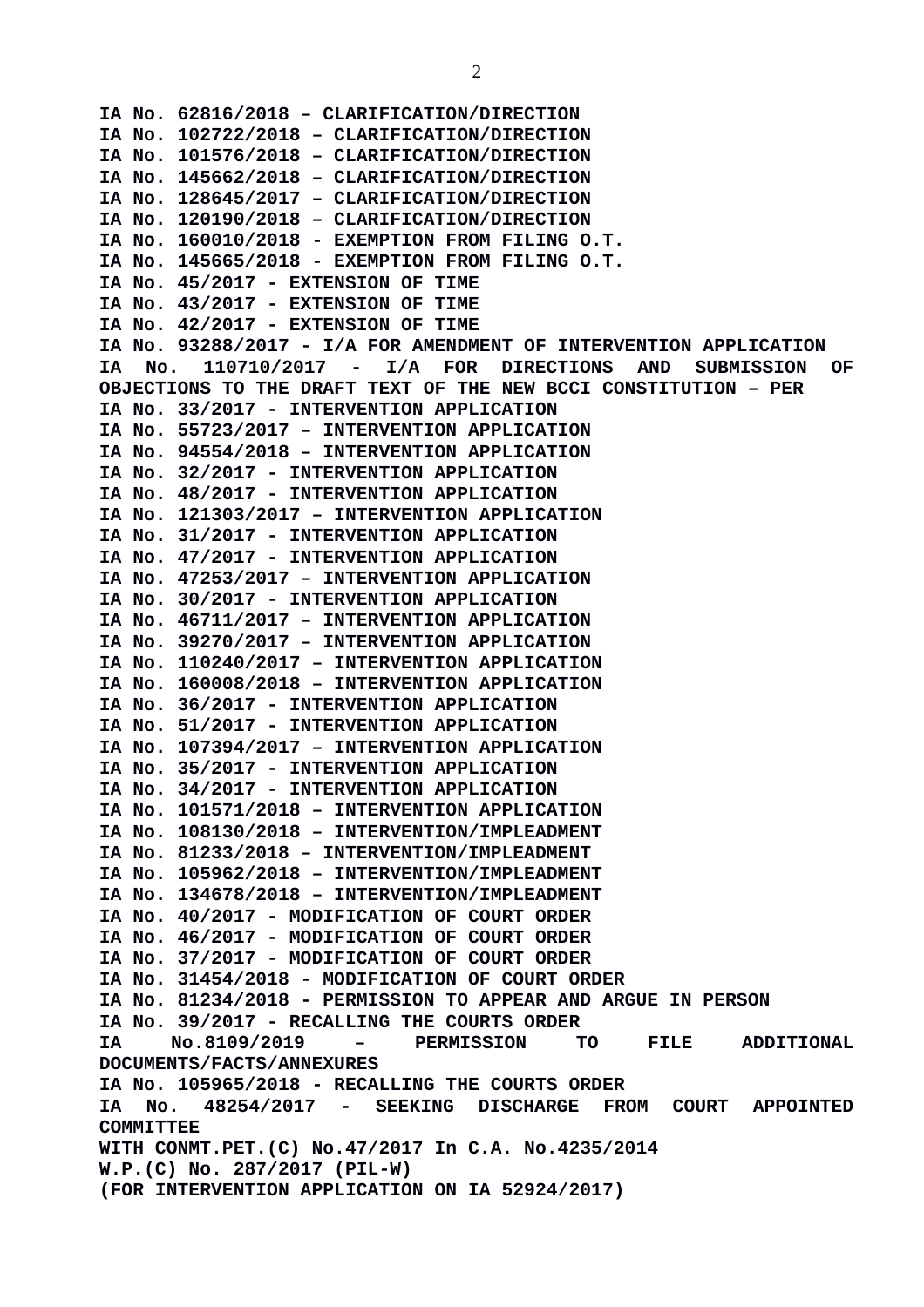**IA No. 62816/2018 – CLARIFICATION/DIRECTION**
**IA No. 102722/2018 – CLARIFICATION/DIRECTION**
**IA No. 101576/2018 – CLARIFICATION/DIRECTION**
**IA No. 145662/2018 – CLARIFICATION/DIRECTION**
**IA No. 128645/2017 – CLARIFICATION/DIRECTION**
**IA No. 120190/2018 – CLARIFICATION/DIRECTION**
**IA No. 160010/2018 - EXEMPTION FROM FILING O.T.**
**IA No. 145665/2018 - EXEMPTION FROM FILING O.T.**
**IA No. 45/2017 - EXTENSION OF TIME**
**IA No. 43/2017 - EXTENSION OF TIME**
**IA No. 42/2017 - EXTENSION OF TIME**
**IA No. 93288/2017 - I/A FOR AMENDMENT OF INTERVENTION APPLICATION**
**IA No. 110710/2017 - I/A FOR DIRECTIONS AND SUBMISSION OF OBJECTIONS TO THE DRAFT TEXT OF THE NEW BCCI CONSTITUTION – PER**
**IA No. 33/2017 - INTERVENTION APPLICATION**
**IA No. 55723/2017 – INTERVENTION APPLICATION**
**IA No. 94554/2018 – INTERVENTION APPLICATION**
**IA No. 32/2017 - INTERVENTION APPLICATION**
**IA No. 48/2017 - INTERVENTION APPLICATION**
**IA No. 121303/2017 – INTERVENTION APPLICATION**
**IA No. 31/2017 - INTERVENTION APPLICATION**
**IA No. 47/2017 - INTERVENTION APPLICATION**
**IA No. 47253/2017 – INTERVENTION APPLICATION**
**IA No. 30/2017 - INTERVENTION APPLICATION**
**IA No. 46711/2017 – INTERVENTION APPLICATION**
**IA No. 39270/2017 – INTERVENTION APPLICATION**
**IA No. 110240/2017 – INTERVENTION APPLICATION**
**IA No. 160008/2018 – INTERVENTION APPLICATION**
**IA No. 36/2017 - INTERVENTION APPLICATION**
**IA No. 51/2017 - INTERVENTION APPLICATION**
**IA No. 107394/2017 – INTERVENTION APPLICATION**
**IA No. 35/2017 - INTERVENTION APPLICATION**
**IA No. 34/2017 - INTERVENTION APPLICATION**
**IA No. 101571/2018 – INTERVENTION APPLICATION**
**IA No. 108130/2018 – INTERVENTION/IMPLEADMENT**
**IA No. 81233/2018 – INTERVENTION/IMPLEADMENT**
**IA No. 105962/2018 – INTERVENTION/IMPLEADMENT**
**IA No. 134678/2018 – INTERVENTION/IMPLEADMENT**
**IA No. 40/2017 - MODIFICATION OF COURT ORDER**
**IA No. 46/2017 - MODIFICATION OF COURT ORDER**
**IA No. 37/2017 - MODIFICATION OF COURT ORDER**
**IA No. 31454/2018 - MODIFICATION OF COURT ORDER**
**IA No. 81234/2018 - PERMISSION TO APPEAR AND ARGUE IN PERSON**
**IA No. 39/2017 - RECALLING THE COURTS ORDER**
**IA No.8109/2019 – PERMISSION TO FILE ADDITIONAL DOCUMENTS/FACTS/ANNEXURES**
**IA No. 105965/2018 - RECALLING THE COURTS ORDER**
**IA No. 48254/2017 - SEEKING DISCHARGE FROM COURT APPOINTED COMMITTEE**
**WITH CONMT.PET.(C) No.47/2017 In C.A. No.4235/2014**
**W.P.(C) No. 287/2017 (PIL-W)**
**(FOR INTERVENTION APPLICATION ON IA 52924/2017)**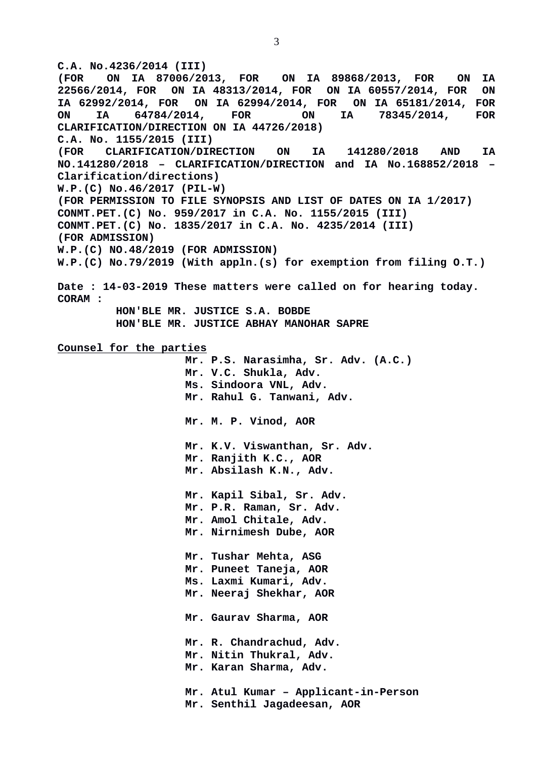**C.A. No.4236/2014 (III)**
**(FOR ON IA 87006/2013, FOR ON IA 89868/2013, FOR ON IA 22566/2014, FOR ON IA 48313/2014, FOR ON IA 60557/2014, FOR ON IA 62992/2014, FOR ON IA 62994/2014, FOR ON IA 65181/2014, FOR ON IA 64784/2014, FOR ON IA 78345/2014, FOR CLARIFICATION/DIRECTION ON IA 44726/2018)**
**C.A. No. 1155/2015 (III)**
**(FOR CLARIFICATION/DIRECTION ON IA 141280/2018 AND IA NO.141280/2018 – CLARIFICATION/DIRECTION and IA No.168852/2018 – Clarification/directions)**
**W.P.(C) No.46/2017 (PIL-W)**
**(FOR PERMISSION TO FILE SYNOPSIS AND LIST OF DATES ON IA 1/2017)**
**CONMT.PET.(C) No. 959/2017 in C.A. No. 1155/2015 (III)**
**CONMT.PET.(C) No. 1835/2017 in C.A. No. 4235/2014 (III)**
**(FOR ADMISSION)**
**W.P.(C) NO.48/2019 (FOR ADMISSION)**
**W.P.(C) No.79/2019 (With appln.(s) for exemption from filing O.T.)**

**Date : 14-03-2019 These matters were called on for hearing today.**
**CORAM :**
**HON'BLE MR. JUSTICE S.A. BOBDE**
**HON'BLE MR. JUSTICE ABHAY MANOHAR SAPRE**

**Counsel for the parties**

**Mr. P.S. Narasimha, Sr. Adv. (A.C.)**
**Mr. V.C. Shukla, Adv.**
**Ms. Sindoora VNL, Adv.**
**Mr. Rahul G. Tanwani, Adv.**

**Mr. M. P. Vinod, AOR**

**Mr. K.V. Viswanthan, Sr. Adv.**
**Mr. Ranjith K.C., AOR**
**Mr. Absilash K.N., Adv.**

**Mr. Kapil Sibal, Sr. Adv.**
**Mr. P.R. Raman, Sr. Adv.**
**Mr. Amol Chitale, Adv.**
**Mr. Nirnimesh Dube, AOR**

**Mr. Tushar Mehta, ASG**
**Mr. Puneet Taneja, AOR**
**Ms. Laxmi Kumari, Adv.**
**Mr. Neeraj Shekhar, AOR**

**Mr. Gaurav Sharma, AOR**

**Mr. R. Chandrachud, Adv.**
**Mr. Nitin Thukral, Adv.**
**Mr. Karan Sharma, Adv.**

**Mr. Atul Kumar – Applicant-in-Person**
**Mr. Senthil Jagadeesan, AOR**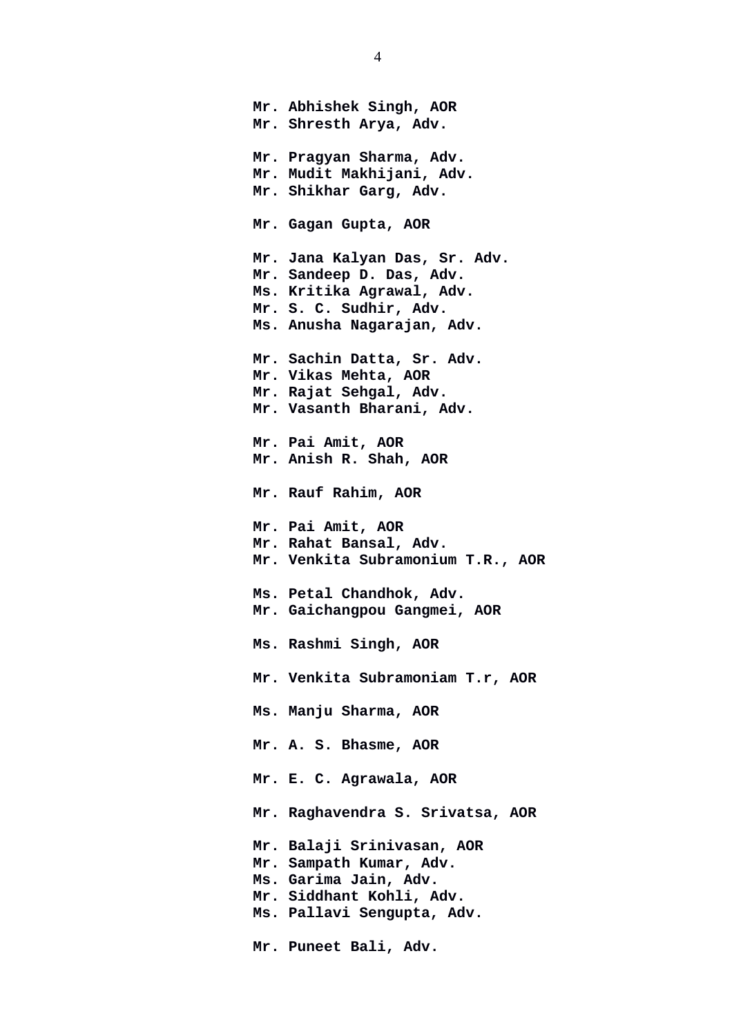**Mr. Abhishek Singh, AOR**
**Mr. Shresth Arya, Adv.**

**Mr. Pragyan Sharma, Adv.**
**Mr. Mudit Makhijani, Adv.**
**Mr. Shikhar Garg, Adv.**

**Mr. Gagan Gupta, AOR**

**Mr. Jana Kalyan Das, Sr. Adv.**
**Mr. Sandeep D. Das, Adv.**
**Ms. Kritika Agrawal, Adv.**
**Mr. S. C. Sudhir, Adv.**
**Ms. Anusha Nagarajan, Adv.**

**Mr. Sachin Datta, Sr. Adv.**
**Mr. Vikas Mehta, AOR**
**Mr. Rajat Sehgal, Adv.**
**Mr. Vasanth Bharani, Adv.**

**Mr. Pai Amit, AOR**
**Mr. Anish R. Shah, AOR**

**Mr. Rauf Rahim, AOR**

**Mr. Pai Amit, AOR**
**Mr. Rahat Bansal, Adv.**
**Mr. Venkita Subramonium T.R., AOR**

**Ms. Petal Chandhok, Adv.**
**Mr. Gaichangpou Gangmei, AOR**

**Ms. Rashmi Singh, AOR**

**Mr. Venkita Subramoniam T.r, AOR**

**Ms. Manju Sharma, AOR**

**Mr. A. S. Bhasme, AOR**

**Mr. E. C. Agrawala, AOR**

**Mr. Raghavendra S. Srivatsa, AOR**

**Mr. Balaji Srinivasan, AOR**
**Mr. Sampath Kumar, Adv.**
**Ms. Garima Jain, Adv.**
**Mr. Siddhant Kohli, Adv.**
**Ms. Pallavi Sengupta, Adv.**

**Mr. Puneet Bali, Adv.**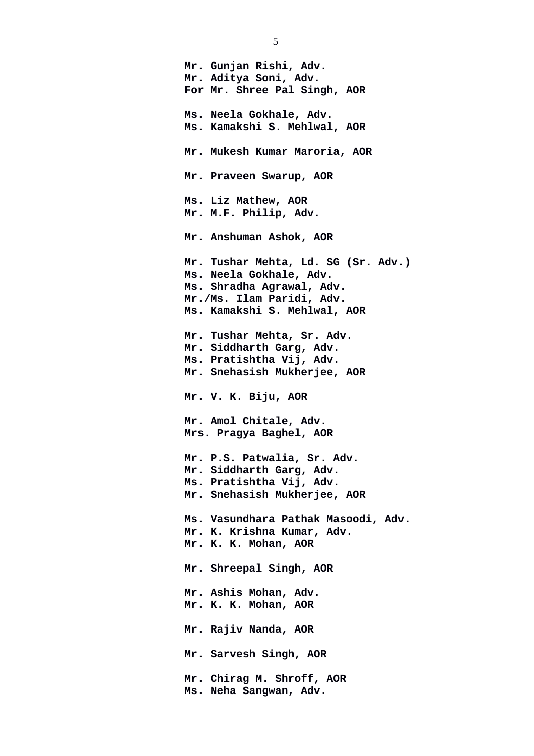**Mr. Gunjan Rishi, Adv.**
**Mr. Aditya Soni, Adv.**
**For Mr. Shree Pal Singh, AOR**

**Ms. Neela Gokhale, Adv.**
**Ms. Kamakshi S. Mehlwal, AOR**

**Mr. Mukesh Kumar Maroria, AOR**

**Mr. Praveen Swarup, AOR**

**Ms. Liz Mathew, AOR**
**Mr. M.F. Philip, Adv.**

**Mr. Anshuman Ashok, AOR**

**Mr. Tushar Mehta, Ld. SG (Sr. Adv.)**
**Ms. Neela Gokhale, Adv.**
**Ms. Shradha Agrawal, Adv.**
**Mr./Ms. Ilam Paridi, Adv.**
**Ms. Kamakshi S. Mehlwal, AOR**

**Mr. Tushar Mehta, Sr. Adv.**
**Mr. Siddharth Garg, Adv.**
**Ms. Pratishtha Vij, Adv.**
**Mr. Snehasish Mukherjee, AOR**

**Mr. V. K. Biju, AOR**

**Mr. Amol Chitale, Adv.**
**Mrs. Pragya Baghel, AOR**

**Mr. P.S. Patwalia, Sr. Adv.**
**Mr. Siddharth Garg, Adv.**
**Ms. Pratishtha Vij, Adv.**
**Mr. Snehasish Mukherjee, AOR**

**Ms. Vasundhara Pathak Masoodi, Adv.**
**Mr. K. Krishna Kumar, Adv.**
**Mr. K. K. Mohan, AOR**

**Mr. Shreepal Singh, AOR**

**Mr. Ashis Mohan, Adv.**
**Mr. K. K. Mohan, AOR**

**Mr. Rajiv Nanda, AOR**

**Mr. Sarvesh Singh, AOR**

**Mr. Chirag M. Shroff, AOR**
**Ms. Neha Sangwan, Adv.**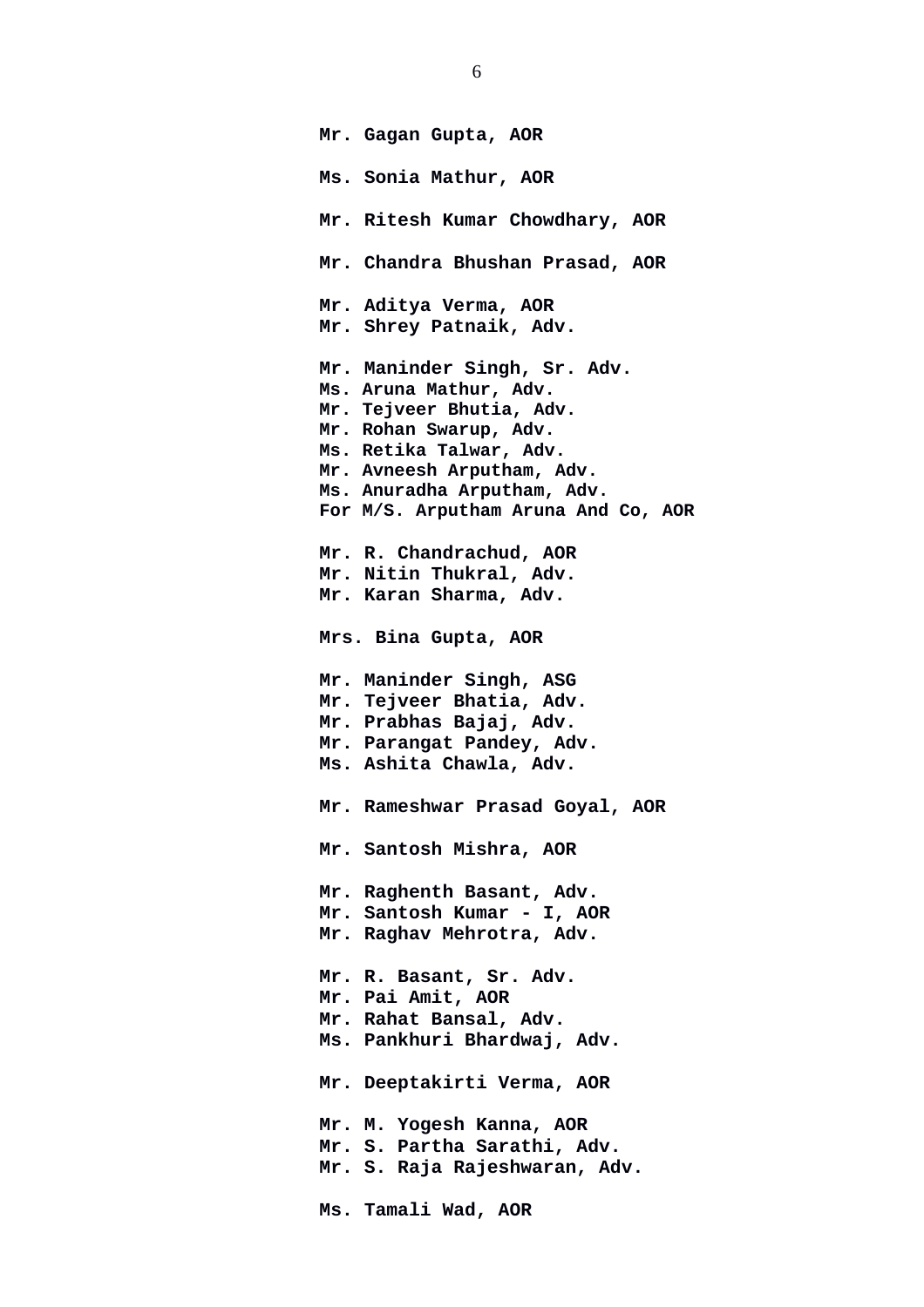**Mr. Gagan Gupta, AOR**

**Ms. Sonia Mathur, AOR**

**Mr. Ritesh Kumar Chowdhary, AOR**

**Mr. Chandra Bhushan Prasad, AOR**

**Mr. Aditya Verma, AOR**
**Mr. Shrey Patnaik, Adv.**

**Mr. Maninder Singh, Sr. Adv.**
**Ms. Aruna Mathur, Adv.**
**Mr. Tejveer Bhutia, Adv.**
**Mr. Rohan Swarup, Adv.**
**Ms. Retika Talwar, Adv.**
**Mr. Avneesh Arputham, Adv.**
**Ms. Anuradha Arputham, Adv.**
**For M/S. Arputham Aruna And Co, AOR**

**Mr. R. Chandrachud, AOR**
**Mr. Nitin Thukral, Adv.**
**Mr. Karan Sharma, Adv.**

**Mrs. Bina Gupta, AOR**

**Mr. Maninder Singh, ASG**
**Mr. Tejveer Bhatia, Adv.**
**Mr. Prabhas Bajaj, Adv.**
**Mr. Parangat Pandey, Adv.**
**Ms. Ashita Chawla, Adv.**

**Mr. Rameshwar Prasad Goyal, AOR**

**Mr. Santosh Mishra, AOR**

**Mr. Raghenth Basant, Adv.**
**Mr. Santosh Kumar - I, AOR**
**Mr. Raghav Mehrotra, Adv.**

**Mr. R. Basant, Sr. Adv.**
**Mr. Pai Amit, AOR**
**Mr. Rahat Bansal, Adv.**
**Ms. Pankhuri Bhardwaj, Adv.**

**Mr. Deeptakirti Verma, AOR**

**Mr. M. Yogesh Kanna, AOR**
**Mr. S. Partha Sarathi, Adv.**
**Mr. S. Raja Rajeshwaran, Adv.**

**Ms. Tamali Wad, AOR**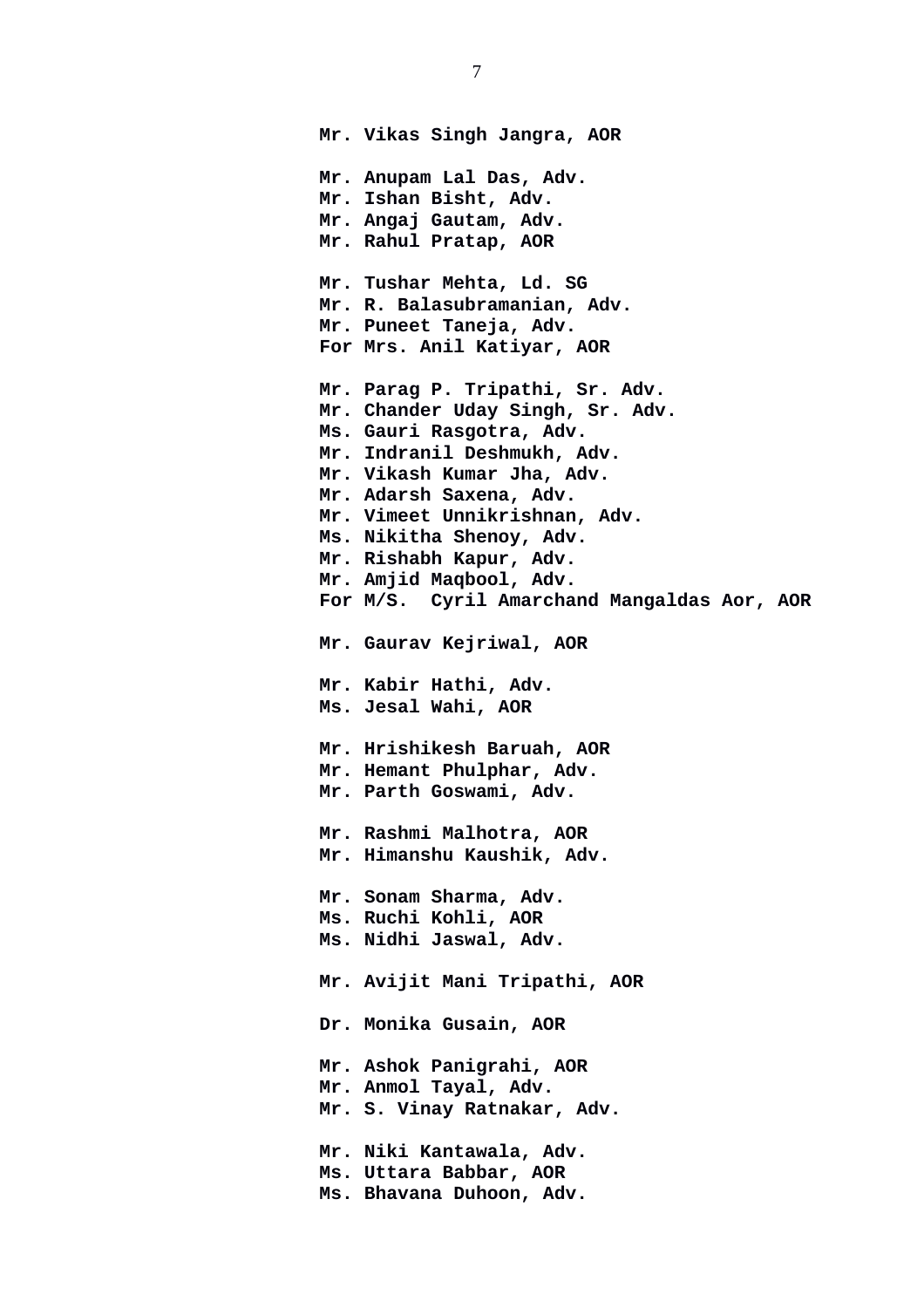**Mr. Vikas Singh Jangra, AOR**

**Mr. Anupam Lal Das, Adv.**
**Mr. Ishan Bisht, Adv.**
**Mr. Angaj Gautam, Adv.**
**Mr. Rahul Pratap, AOR**

**Mr. Tushar Mehta, Ld. SG**
**Mr. R. Balasubramanian, Adv.**
**Mr. Puneet Taneja, Adv.**
**For Mrs. Anil Katiyar, AOR**

**Mr. Parag P. Tripathi, Sr. Adv.**
**Mr. Chander Uday Singh, Sr. Adv.**
**Ms. Gauri Rasgotra, Adv.**
**Mr. Indranil Deshmukh, Adv.**
**Mr. Vikash Kumar Jha, Adv.**
**Mr. Adarsh Saxena, Adv.**
**Mr. Vimeet Unnikrishnan, Adv.**
**Ms. Nikitha Shenoy, Adv.**
**Mr. Rishabh Kapur, Adv.**
**Mr. Amjid Maqbool, Adv.**
**For M/S. Cyril Amarchand Mangaldas Aor, AOR**

**Mr. Gaurav Kejriwal, AOR**

**Mr. Kabir Hathi, Adv.**
**Ms. Jesal Wahi, AOR**

**Mr. Hrishikesh Baruah, AOR**
**Mr. Hemant Phulphar, Adv.**
**Mr. Parth Goswami, Adv.**

**Mr. Rashmi Malhotra, AOR**
**Mr. Himanshu Kaushik, Adv.**

**Mr. Sonam Sharma, Adv.**
**Ms. Ruchi Kohli, AOR**
**Ms. Nidhi Jaswal, Adv.**

**Mr. Avijit Mani Tripathi, AOR**

**Dr. Monika Gusain, AOR**

**Mr. Ashok Panigrahi, AOR**
**Mr. Anmol Tayal, Adv.**
**Mr. S. Vinay Ratnakar, Adv.**

**Mr. Niki Kantawala, Adv.**
**Ms. Uttara Babbar, AOR**
**Ms. Bhavana Duhoon, Adv.**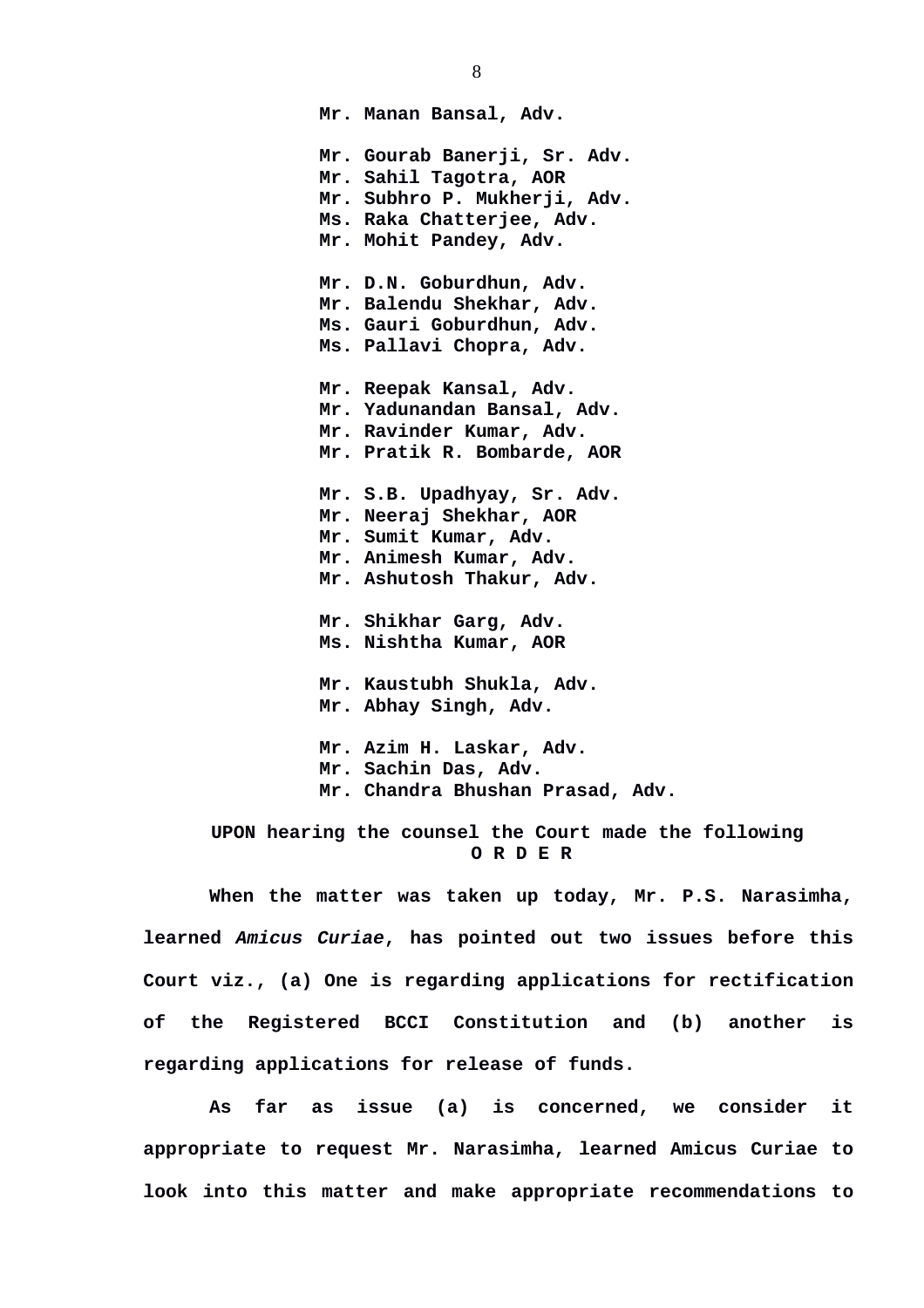**Mr. Manan Bansal, Adv.**

**Mr. Gourab Banerji, Sr. Adv.**
**Mr. Sahil Tagotra, AOR**
**Mr. Subhro P. Mukherji, Adv.**
**Ms. Raka Chatterjee, Adv.**
**Mr. Mohit Pandey, Adv.**

**Mr. D.N. Goburdhun, Adv.**
**Mr. Balendu Shekhar, Adv.**
**Ms. Gauri Goburdhun, Adv.**
**Ms. Pallavi Chopra, Adv.**

**Mr. Reepak Kansal, Adv.**
**Mr. Yadunandan Bansal, Adv.**
**Mr. Ravinder Kumar, Adv.**
**Mr. Pratik R. Bombarde, AOR**

**Mr. S.B. Upadhyay, Sr. Adv.**
**Mr. Neeraj Shekhar, AOR**
**Mr. Sumit Kumar, Adv.**
**Mr. Animesh Kumar, Adv.**
**Mr. Ashutosh Thakur, Adv.**

**Mr. Shikhar Garg, Adv.**
**Ms. Nishtha Kumar, AOR**

**Mr. Kaustubh Shukla, Adv.**
**Mr. Abhay Singh, Adv.**

**Mr. Azim H. Laskar, Adv.**
**Mr. Sachin Das, Adv.**
**Mr. Chandra Bhushan Prasad, Adv.**

**UPON hearing the counsel the Court made the following**

**O R D E R**

**When the matter was taken up today, Mr. P.S. Narasimha, learned *Amicus Curiae*, has pointed out two issues before this Court viz., (a) One is regarding applications for rectification of the Registered BCCI Constitution and (b) another is regarding applications for release of funds.**

**As far as issue (a) is concerned, we consider it appropriate to request Mr. Narasimha, learned Amicus Curiae to look into this matter and make appropriate recommendations to**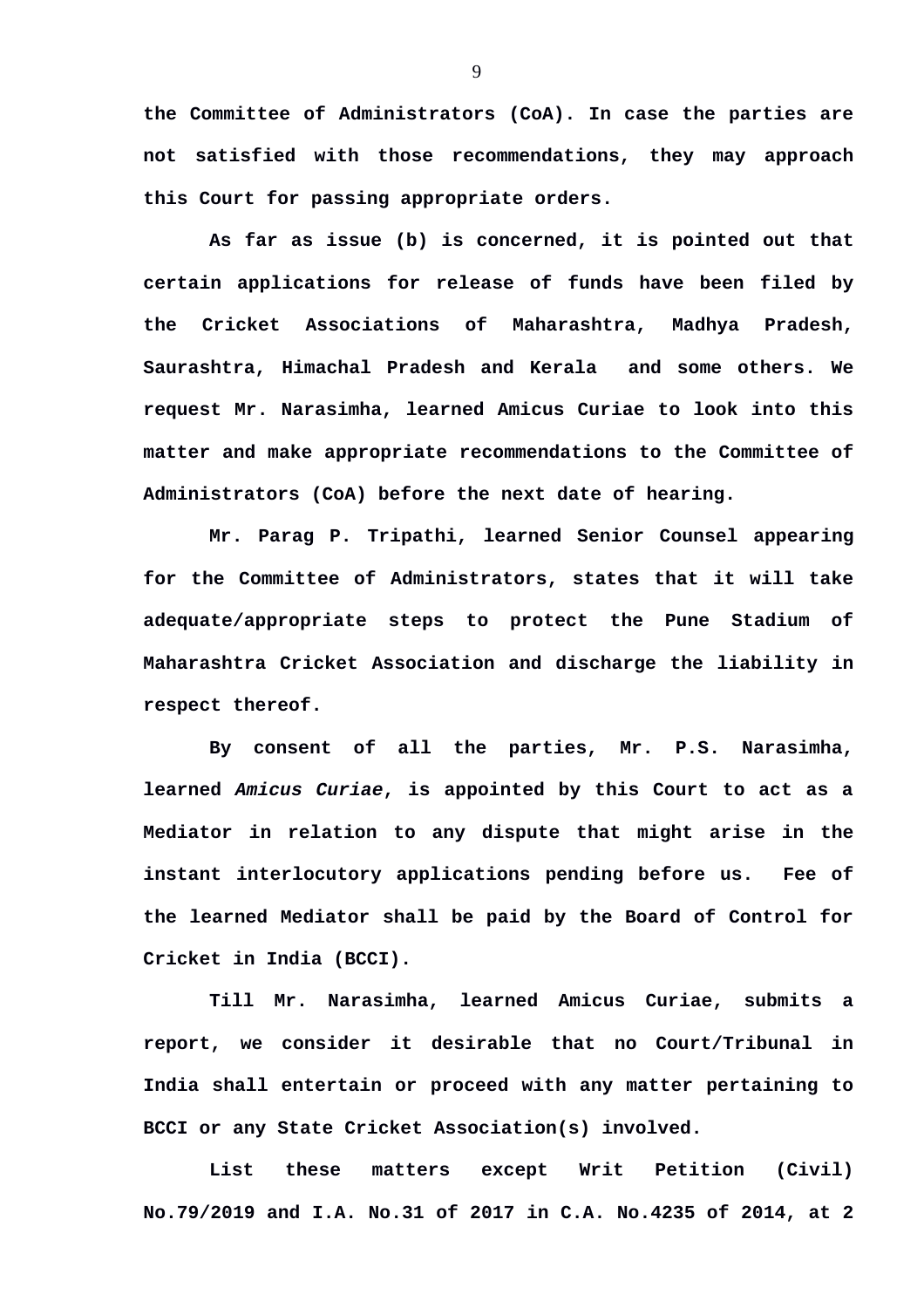**the Committee of Administrators (CoA). In case the parties are not satisfied with those recommendations, they may approach this Court for passing appropriate orders.**

**As far as issue (b) is concerned, it is pointed out that certain applications for release of funds have been filed by the Cricket Associations of Maharashtra, Madhya Pradesh, Saurashtra, Himachal Pradesh and Kerala and some others. We request Mr. Narasimha, learned Amicus Curiae to look into this matter and make appropriate recommendations to the Committee of Administrators (CoA) before the next date of hearing.**

**Mr. Parag P. Tripathi, learned Senior Counsel appearing for the Committee of Administrators, states that it will take adequate/appropriate steps to protect the Pune Stadium of Maharashtra Cricket Association and discharge the liability in respect thereof.**

**By consent of all the parties, Mr. P.S. Narasimha, learned *Amicus Curiae*, is appointed by this Court to act as a Mediator in relation to any dispute that might arise in the instant interlocutory applications pending before us. Fee of the learned Mediator shall be paid by the Board of Control for Cricket in India (BCCI).**

**Till Mr. Narasimha, learned Amicus Curiae, submits a report, we consider it desirable that no Court/Tribunal in India shall entertain or proceed with any matter pertaining to BCCI or any State Cricket Association(s) involved.**

**List these matters except Writ Petition (Civil) No.79/2019 and I.A. No.31 of 2017 in C.A. No.4235 of 2014, at 2**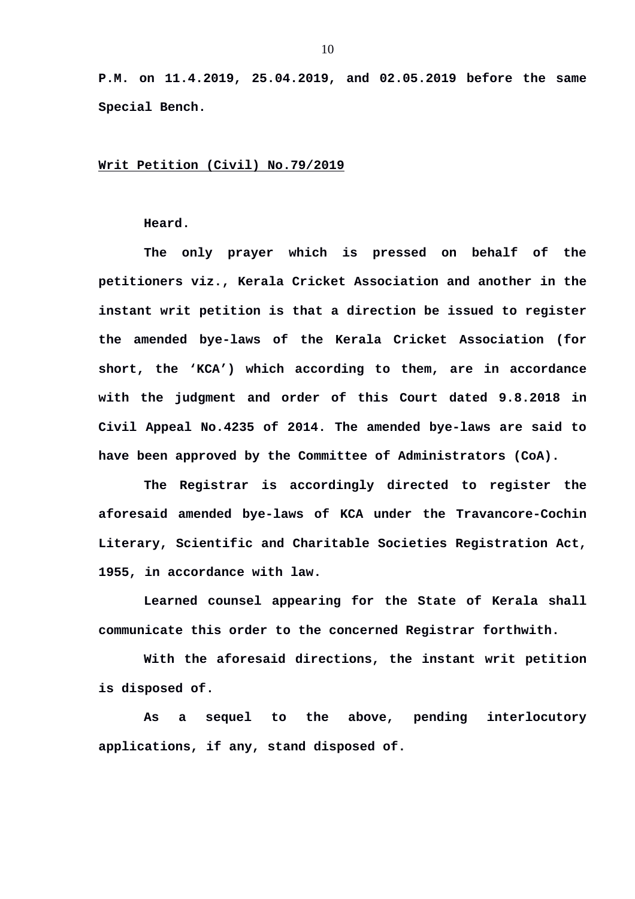**P.M. on 11.4.2019, 25.04.2019, and 02.05.2019 before the same Special Bench.**

**<u>Writ Petition (Civil) No.79/2019</u>**

**Heard.**

**The only prayer which is pressed on behalf of the petitioners viz., Kerala Cricket Association and another in the instant writ petition is that a direction be issued to register the amended bye-laws of the Kerala Cricket Association (for short, the 'KCA') which according to them, are in accordance with the judgment and order of this Court dated 9.8.2018 in Civil Appeal No.4235 of 2014. The amended bye-laws are said to have been approved by the Committee of Administrators (CoA).**

**The Registrar is accordingly directed to register the aforesaid amended bye-laws of KCA under the Travancore-Cochin Literary, Scientific and Charitable Societies Registration Act, 1955, in accordance with law.**

**Learned counsel appearing for the State of Kerala shall communicate this order to the concerned Registrar forthwith.**

**With the aforesaid directions, the instant writ petition is disposed of.**

**As a sequel to the above, pending interlocutory applications, if any, stand disposed of.**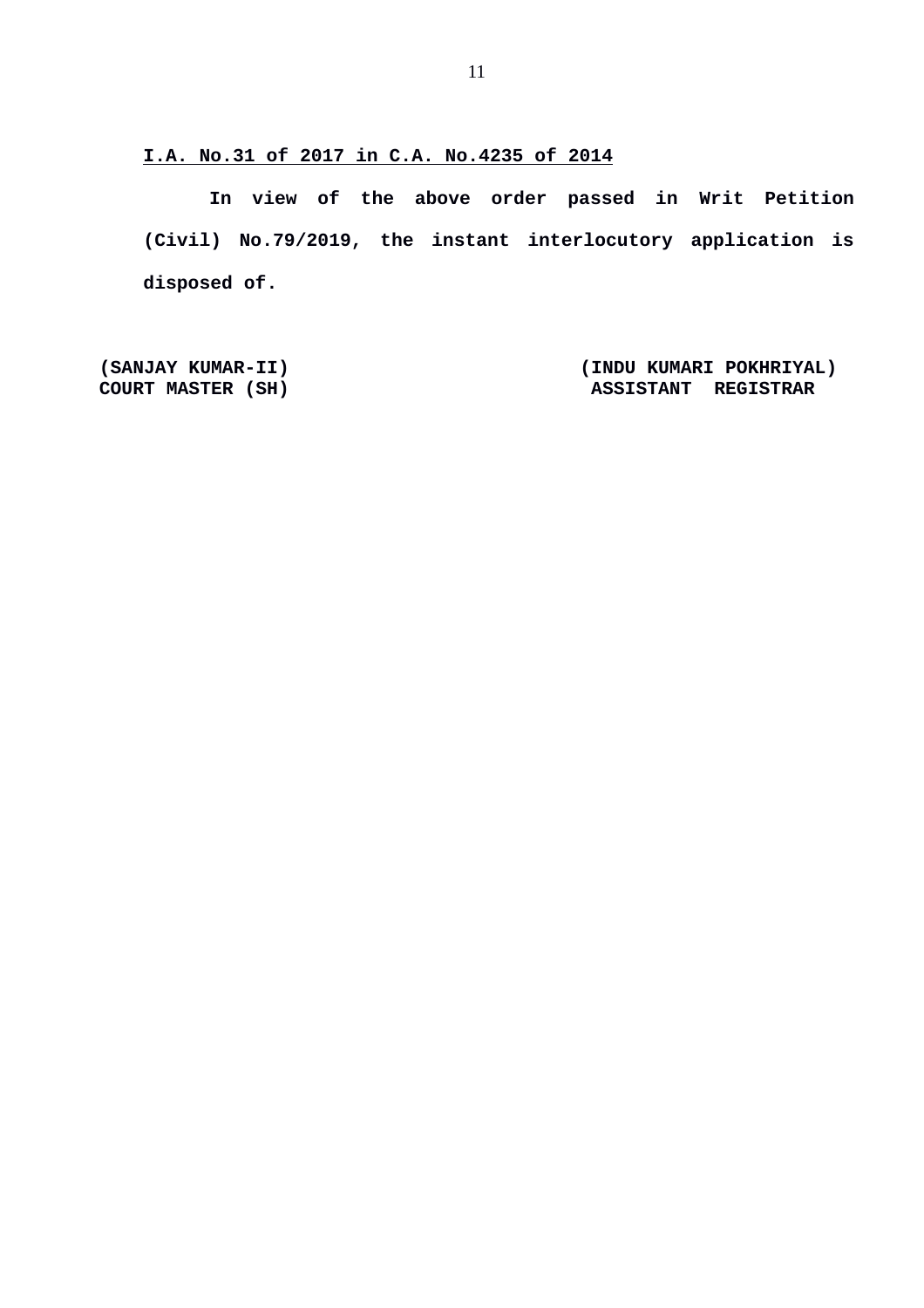**<u>I.A. No.31 of 2017 in C.A. No.4235 of 2014</u>**

**In view of the above order passed in Writ Petition (Civil) No.79/2019, the instant interlocutory application is disposed of.**

| | |
|---|---|
| **(SANJAY KUMAR-II)** | **(INDU KUMARI POKHRIYAL)** |
| **COURT MASTER (SH)** | **ASSISTANT REGISTRAR** |